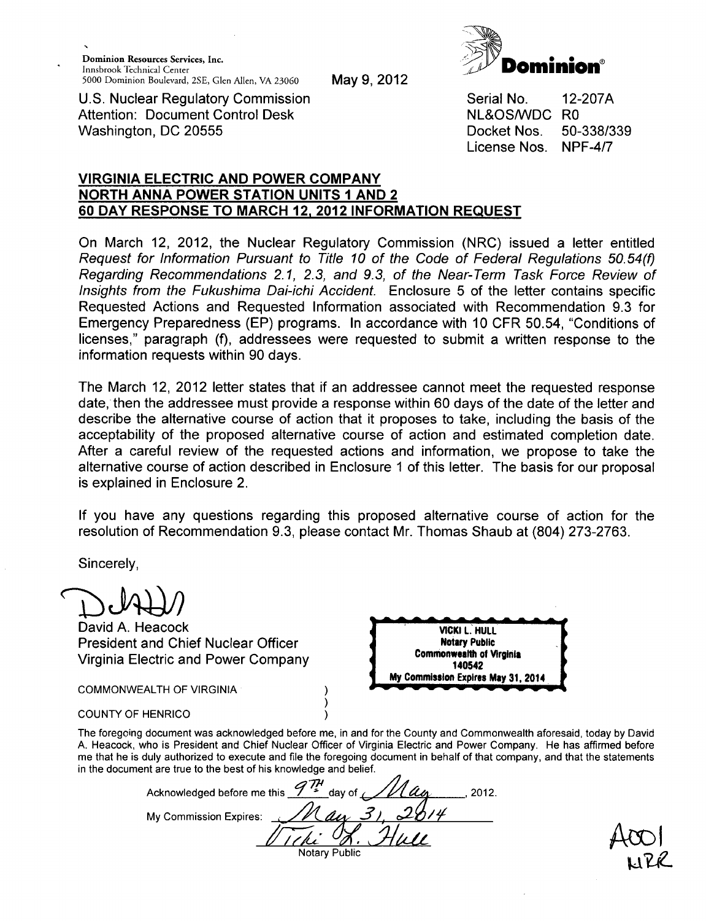Dominion Resources Services, Inc.
Innsbrook Technical Center
5000 Dominion Boulevard, 2SE, Glen Allen, VA 23060

May 9, 2012

**Dominion®**

U.S. Nuclear Regulatory Commission
Attention: Document Control Desk
Washington, DC 20555

Serial No. 12-207A
NL&OS/WDC R0
Docket Nos. 50-338/339
License Nos. NPF-4/7

**VIRGINIA ELECTRIC AND POWER COMPANY**
**NORTH ANNA POWER STATION UNITS 1 AND 2**
**60 DAY RESPONSE TO MARCH 12, 2012 INFORMATION REQUEST**

On March 12, 2012, the Nuclear Regulatory Commission (NRC) issued a letter entitled *Request for Information Pursuant to Title 10 of the Code of Federal Regulations 50.54(f) Regarding Recommendations 2.1, 2.3, and 9.3, of the Near-Term Task Force Review of Insights from the Fukushima Dai-ichi Accident.* Enclosure 5 of the letter contains specific Requested Actions and Requested Information associated with Recommendation 9.3 for Emergency Preparedness (EP) programs. In accordance with 10 CFR 50.54, "Conditions of licenses," paragraph (f), addressees were requested to submit a written response to the information requests within 90 days.

The March 12, 2012 letter states that if an addressee cannot meet the requested response date, then the addressee must provide a response within 60 days of the date of the letter and describe the alternative course of action that it proposes to take, including the basis of the acceptability of the proposed alternative course of action and estimated completion date. After a careful review of the requested actions and information, we propose to take the alternative course of action described in Enclosure 1 of this letter. The basis for our proposal is explained in Enclosure 2.

If you have any questions regarding this proposed alternative course of action for the resolution of Recommendation 9.3, please contact Mr. Thomas Shaub at (804) 273-2763.

Sincerely,

David A. Heacock
President and Chief Nuclear Officer
Virginia Electric and Power Company

VICKI L. HULL
Notary Public
Commonwealth of Virginia
140542
My Commission Expires May 31, 2014

COMMONWEALTH OF VIRGINIA )
)
COUNTY OF HENRICO )

The foregoing document was acknowledged before me, in and for the County and Commonwealth aforesaid, today by David A. Heacock, who is President and Chief Nuclear Officer of Virginia Electric and Power Company. He has affirmed before me that he is duly authorized to execute and file the foregoing document in behalf of that company, and that the statements in the document are true to the best of his knowledge and belief.

Acknowledged before me this 9TH day of May, 2012.

My Commission Expires: May 31, 2014

Vicki L. Hull
Notary Public

A001
NRR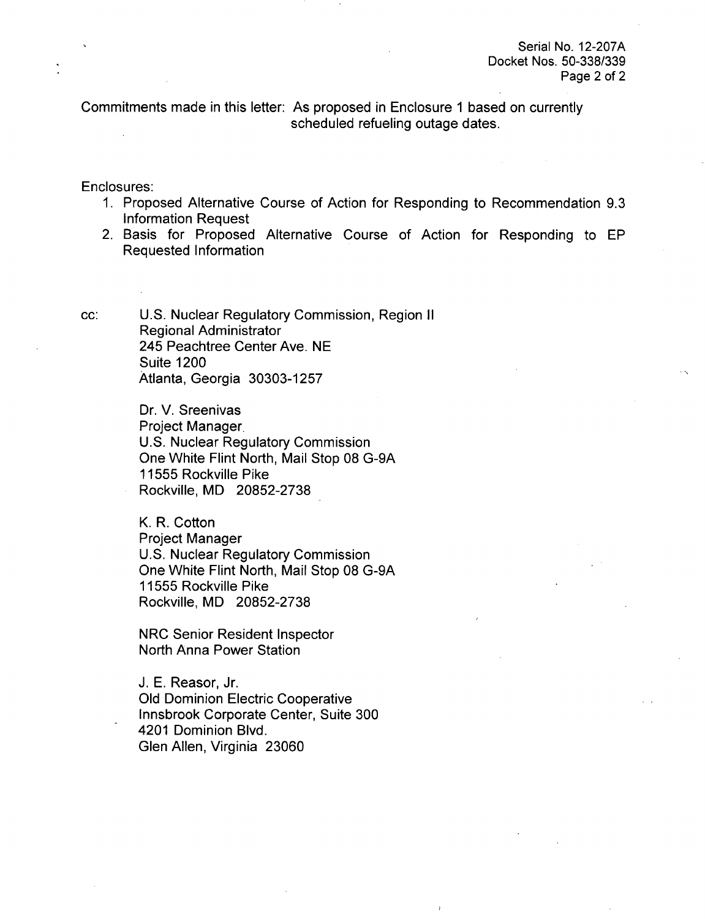Commitments made in this letter: As proposed in Enclosure 1 based on currently scheduled refueling outage dates.

Enclosures:

1. Proposed Alternative Course of Action for Responding to Recommendation 9.3 Information Request
2. Basis for Proposed Alternative Course of Action for Responding to EP Requested Information

cc:

U.S. Nuclear Regulatory Commission, Region II
Regional Administrator
245 Peachtree Center Ave. NE
Suite 1200
Atlanta, Georgia 30303-1257

Dr. V. Sreenivas
Project Manager
U.S. Nuclear Regulatory Commission
One White Flint North, Mail Stop 08 G-9A
11555 Rockville Pike
Rockville, MD 20852-2738

K. R. Cotton
Project Manager
U.S. Nuclear Regulatory Commission
One White Flint North, Mail Stop 08 G-9A
11555 Rockville Pike
Rockville, MD 20852-2738

NRC Senior Resident Inspector
North Anna Power Station

J. E. Reasor, Jr.
Old Dominion Electric Cooperative
Innsbrook Corporate Center, Suite 300
4201 Dominion Blvd.
Glen Allen, Virginia 23060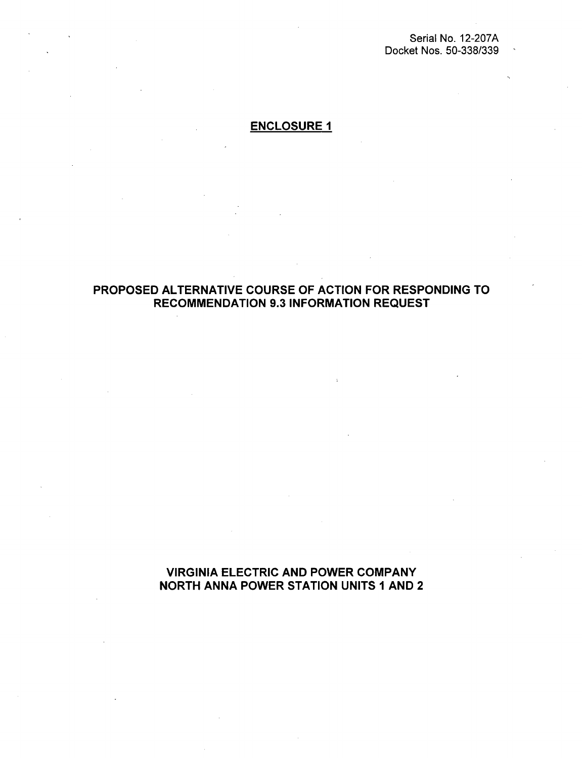Serial No. 12-207A
Docket Nos. 50-338/339

**ENCLOSURE 1**

# PROPOSED ALTERNATIVE COURSE OF ACTION FOR RESPONDING TO RECOMMENDATION 9.3 INFORMATION REQUEST

**VIRGINIA ELECTRIC AND POWER COMPANY**
**NORTH ANNA POWER STATION UNITS 1 AND 2**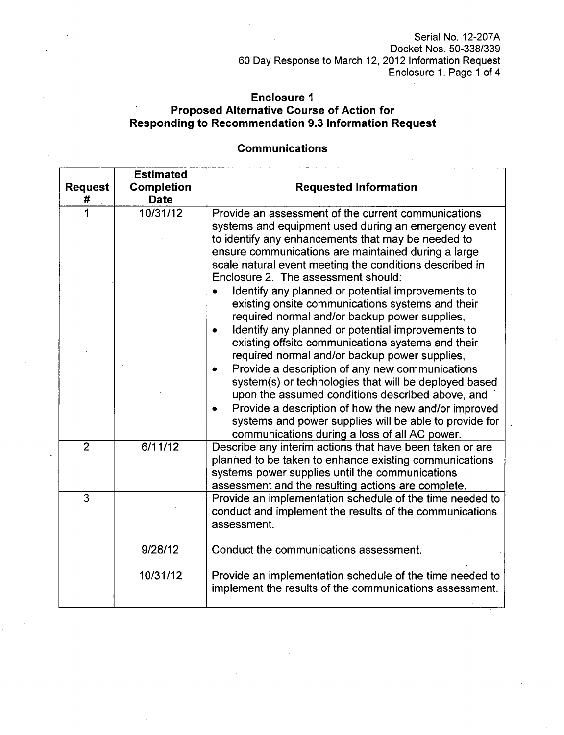## Enclosure 1

## Proposed Alternative Course of Action for Responding to Recommendation 9.3 Information Request

### Communications

| Request # | Estimated Completion Date | Requested Information |
|---|---|---|
| 1 | 10/31/12 | Provide an assessment of the current communications systems and equipment used during an emergency event to identify any enhancements that may be needed to ensure communications are maintained during a large scale natural event meeting the conditions described in Enclosure 2. The assessment should:<br>• Identify any planned or potential improvements to existing onsite communications systems and their required normal and/or backup power supplies,<br>• Identify any planned or potential improvements to existing offsite communications systems and their required normal and/or backup power supplies,<br>• Provide a description of any new communications system(s) or technologies that will be deployed based upon the assumed conditions described above, and<br>• Provide a description of how the new and/or improved systems and power supplies will be able to provide for communications during a loss of all AC power. |
| 2 | 6/11/12 | Describe any interim actions that have been taken or are planned to be taken to enhance existing communications systems power supplies until the communications assessment and the resulting actions are complete. |
| 3 | | Provide an implementation schedule of the time needed to conduct and implement the results of the communications assessment. |
| | 9/28/12 | Conduct the communications assessment. |
| | 10/31/12 | Provide an implementation schedule of the time needed to implement the results of the communications assessment. |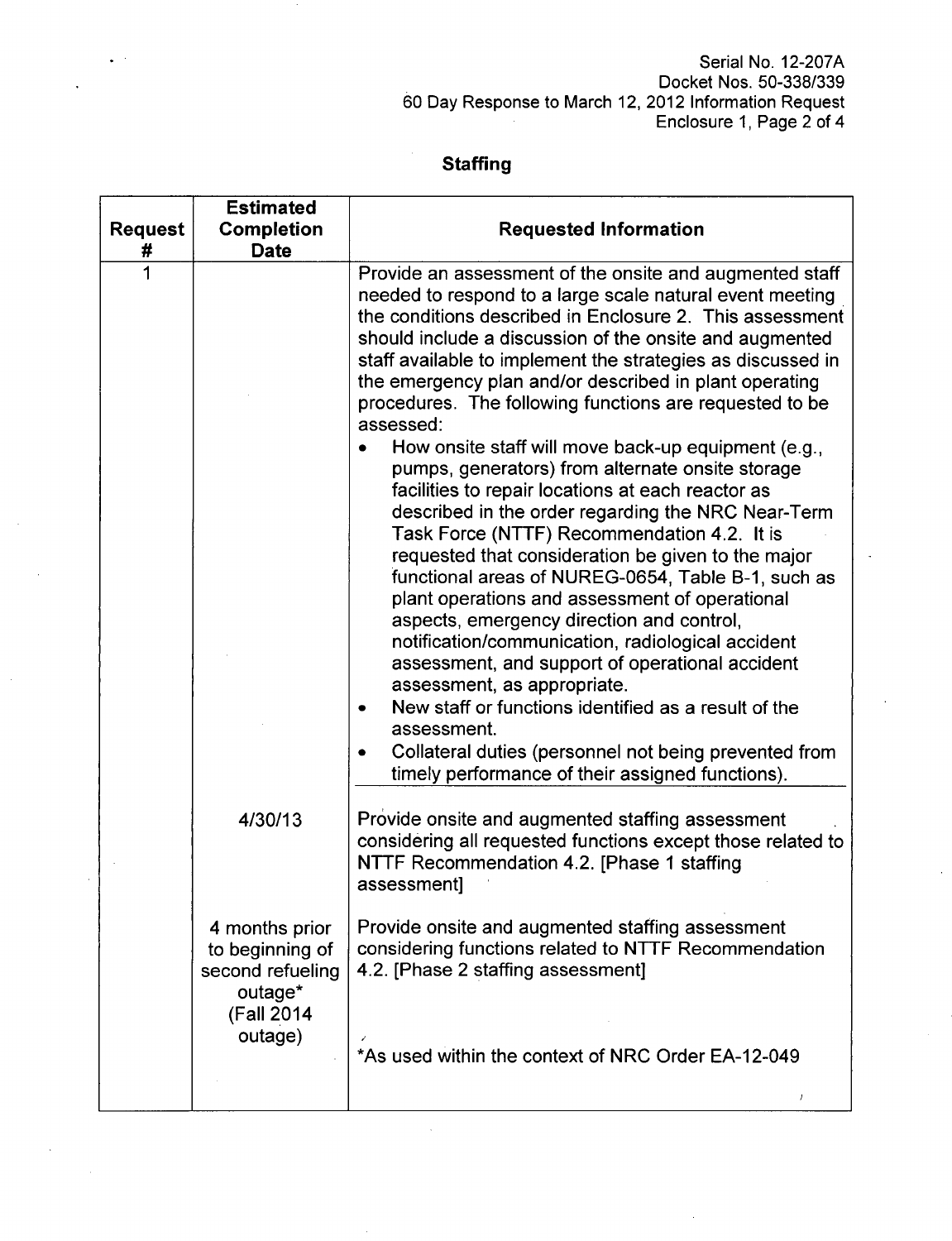## Staffing

| Request # | Estimated Completion Date | Requested Information |
|---|---|---|
| 1 | | Provide an assessment of the onsite and augmented staff needed to respond to a large scale natural event meeting the conditions described in Enclosure 2. This assessment should include a discussion of the onsite and augmented staff available to implement the strategies as discussed in the emergency plan and/or described in plant operating procedures. The following functions are requested to be assessed:<br>• How onsite staff will move back-up equipment (e.g., pumps, generators) from alternate onsite storage facilities to repair locations at each reactor as described in the order regarding the NRC Near-Term Task Force (NTTF) Recommendation 4.2. It is requested that consideration be given to the major functional areas of NUREG-0654, Table B-1, such as plant operations and assessment of operational aspects, emergency direction and control, notification/communication, radiological accident assessment, and support of operational accident assessment, as appropriate.<br>• New staff or functions identified as a result of the assessment.<br>• Collateral duties (personnel not being prevented from timely performance of their assigned functions). |
| | 4/30/13 | Provide onsite and augmented staffing assessment considering all requested functions except those related to NTTF Recommendation 4.2. [Phase 1 staffing assessment] |
| | 4 months prior to beginning of second refueling outage* (Fall 2014 outage) | Provide onsite and augmented staffing assessment considering functions related to NTTF Recommendation 4.2. [Phase 2 staffing assessment]<br><br>*As used within the context of NRC Order EA-12-049 |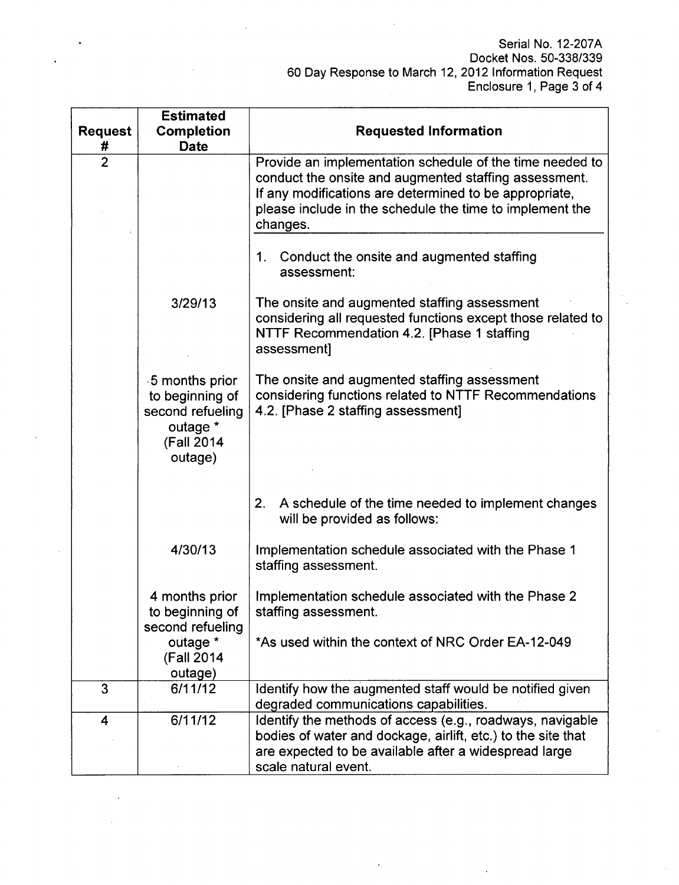| Request # | Estimated Completion Date | Requested Information |
|---|---|---|
| 2 | | Provide an implementation schedule of the time needed to conduct the onsite and augmented staffing assessment. If any modifications are determined to be appropriate, please include in the schedule the time to implement the changes. |
| | | 1. Conduct the onsite and augmented staffing assessment: |
| | 3/29/13 | The onsite and augmented staffing assessment considering all requested functions except those related to NTTF Recommendation 4.2. [Phase 1 staffing assessment] |
| | 5 months prior to beginning of second refueling outage * (Fall 2014 outage) | The onsite and augmented staffing assessment considering functions related to NTTF Recommendations 4.2. [Phase 2 staffing assessment] |
| | | 2. A schedule of the time needed to implement changes will be provided as follows: |
| | 4/30/13 | Implementation schedule associated with the Phase 1 staffing assessment. |
| | 4 months prior to beginning of second refueling outage * (Fall 2014 outage) | Implementation schedule associated with the Phase 2 staffing assessment.<br><br>*As used within the context of NRC Order EA-12-049 |
| 3 | 6/11/12 | Identify how the augmented staff would be notified given degraded communications capabilities. |
| 4 | 6/11/12 | Identify the methods of access (e.g., roadways, navigable bodies of water and dockage, airlift, etc.) to the site that are expected to be available after a widespread large scale natural event. |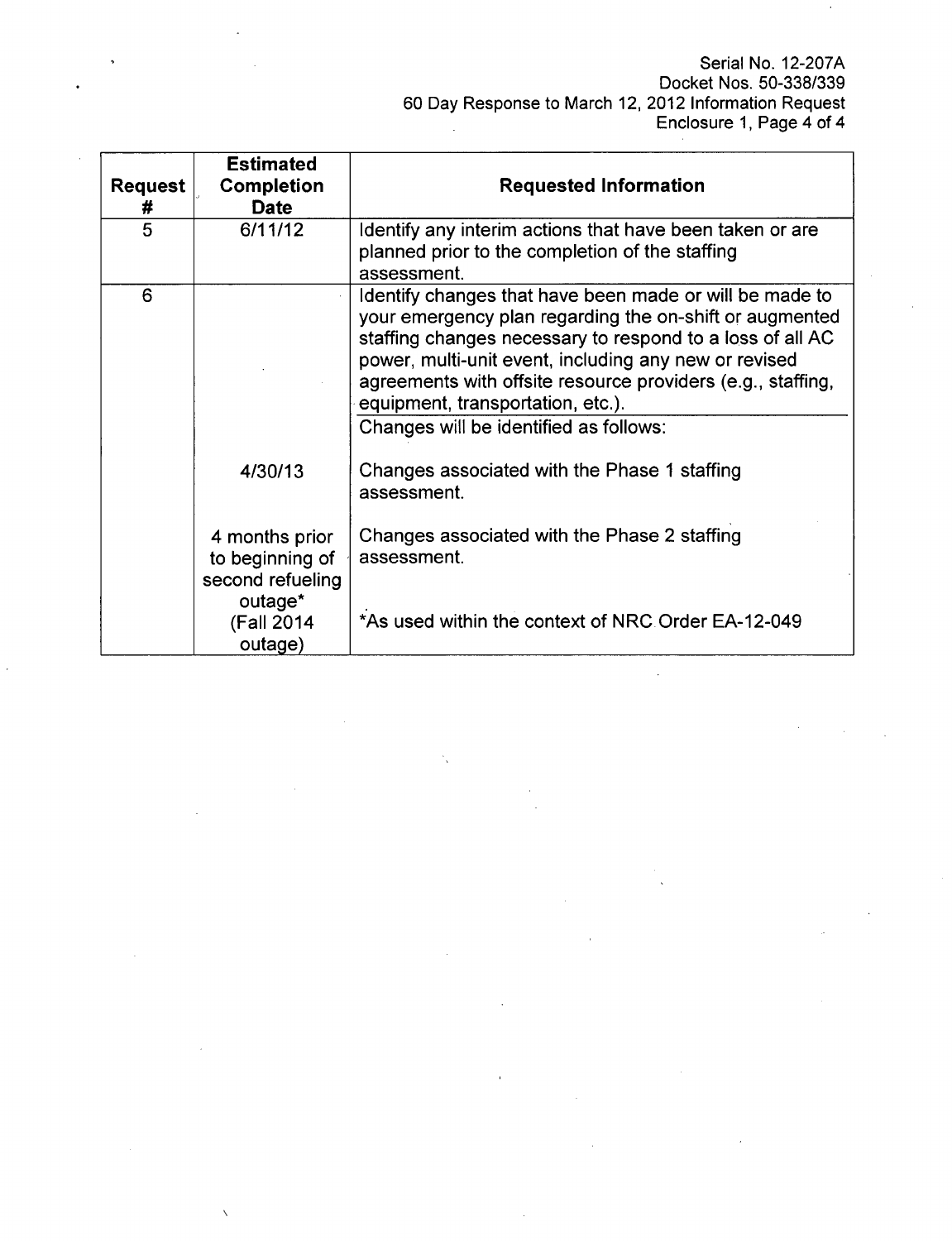| Request # | Estimated Completion Date | Requested Information |
|---|---|---|
| 5 | 6/11/12 | Identify any interim actions that have been taken or are planned prior to the completion of the staffing assessment. |
| 6 | | Identify changes that have been made or will be made to your emergency plan regarding the on-shift or augmented staffing changes necessary to respond to a loss of all AC power, multi-unit event, including any new or revised agreements with offsite resource providers (e.g., staffing, equipment, transportation, etc.). |
| | | Changes will be identified as follows: |
| | 4/30/13 | Changes associated with the Phase 1 staffing assessment. |
| | 4 months prior to beginning of second refueling outage* (Fall 2014 outage) | Changes associated with the Phase 2 staffing assessment.<br><br>*As used within the context of NRC Order EA-12-049 |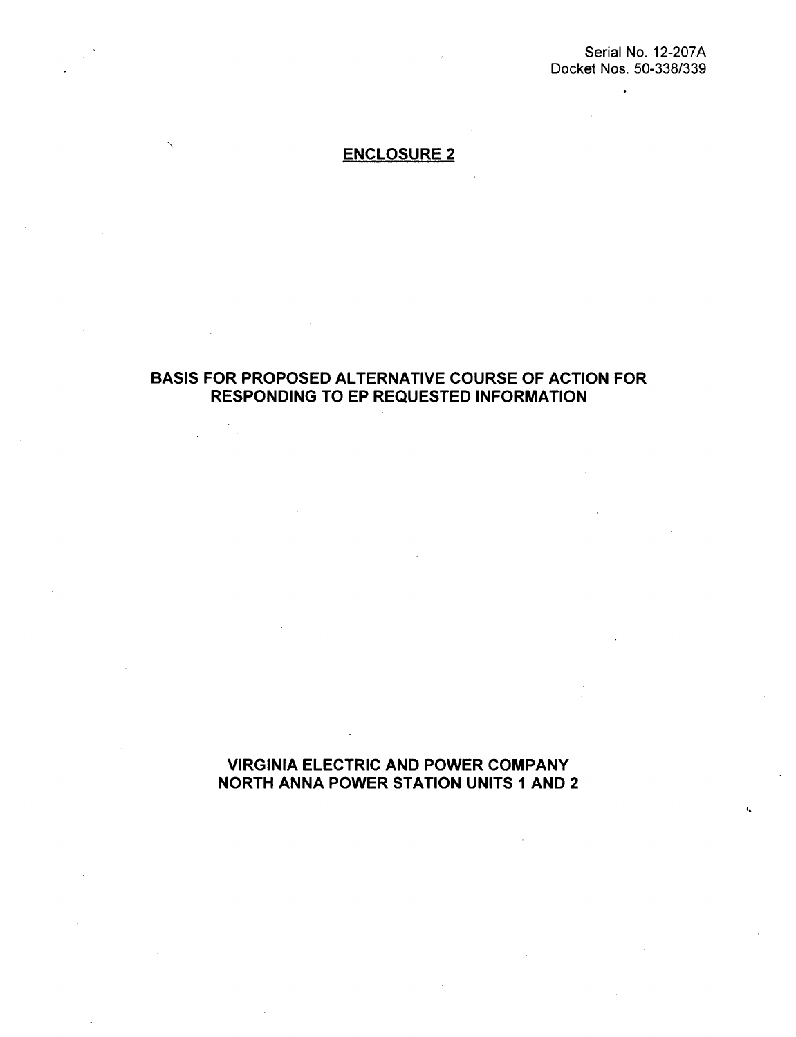Serial No. 12-207A
Docket Nos. 50-338/339

## ENCLOSURE 2

# BASIS FOR PROPOSED ALTERNATIVE COURSE OF ACTION FOR RESPONDING TO EP REQUESTED INFORMATION

## VIRGINIA ELECTRIC AND POWER COMPANY
## NORTH ANNA POWER STATION UNITS 1 AND 2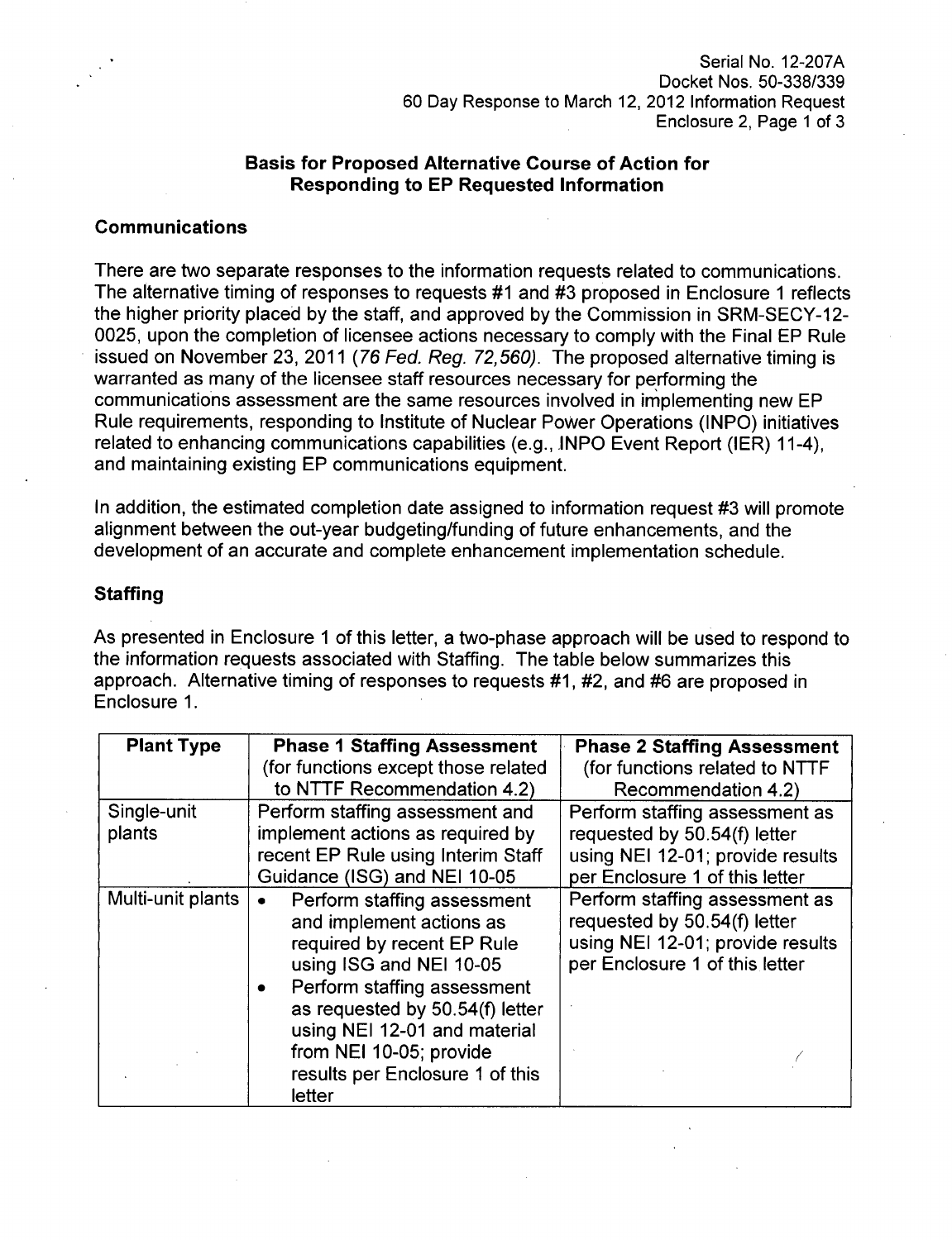## Basis for Proposed Alternative Course of Action for Responding to EP Requested Information

### Communications

There are two separate responses to the information requests related to communications. The alternative timing of responses to requests #1 and #3 proposed in Enclosure 1 reflects the higher priority placed by the staff, and approved by the Commission in SRM-SECY-12-0025, upon the completion of licensee actions necessary to comply with the Final EP Rule issued on November 23, 2011 (*76 Fed. Reg. 72,560*). The proposed alternative timing is warranted as many of the licensee staff resources necessary for performing the communications assessment are the same resources involved in implementing new EP Rule requirements, responding to Institute of Nuclear Power Operations (INPO) initiatives related to enhancing communications capabilities (e.g., INPO Event Report (IER) 11-4), and maintaining existing EP communications equipment.

In addition, the estimated completion date assigned to information request #3 will promote alignment between the out-year budgeting/funding of future enhancements, and the development of an accurate and complete enhancement implementation schedule.

### Staffing

As presented in Enclosure 1 of this letter, a two-phase approach will be used to respond to the information requests associated with Staffing. The table below summarizes this approach. Alternative timing of responses to requests #1, #2, and #6 are proposed in Enclosure 1.

| Plant Type | **Phase 1 Staffing Assessment** (for functions except those related to NTTF Recommendation 4.2) | **Phase 2 Staffing Assessment** (for functions related to NTTF Recommendation 4.2) |
|---|---|---|
| Single-unit plants | Perform staffing assessment and implement actions as required by recent EP Rule using Interim Staff Guidance (ISG) and NEI 10-05 | Perform staffing assessment as requested by 50.54(f) letter using NEI 12-01; provide results per Enclosure 1 of this letter |
| Multi-unit plants | • Perform staffing assessment and implement actions as required by recent EP Rule using ISG and NEI 10-05<br>• Perform staffing assessment as requested by 50.54(f) letter using NEI 12-01 and material from NEI 10-05; provide results per Enclosure 1 of this letter | Perform staffing assessment as requested by 50.54(f) letter using NEI 12-01; provide results per Enclosure 1 of this letter |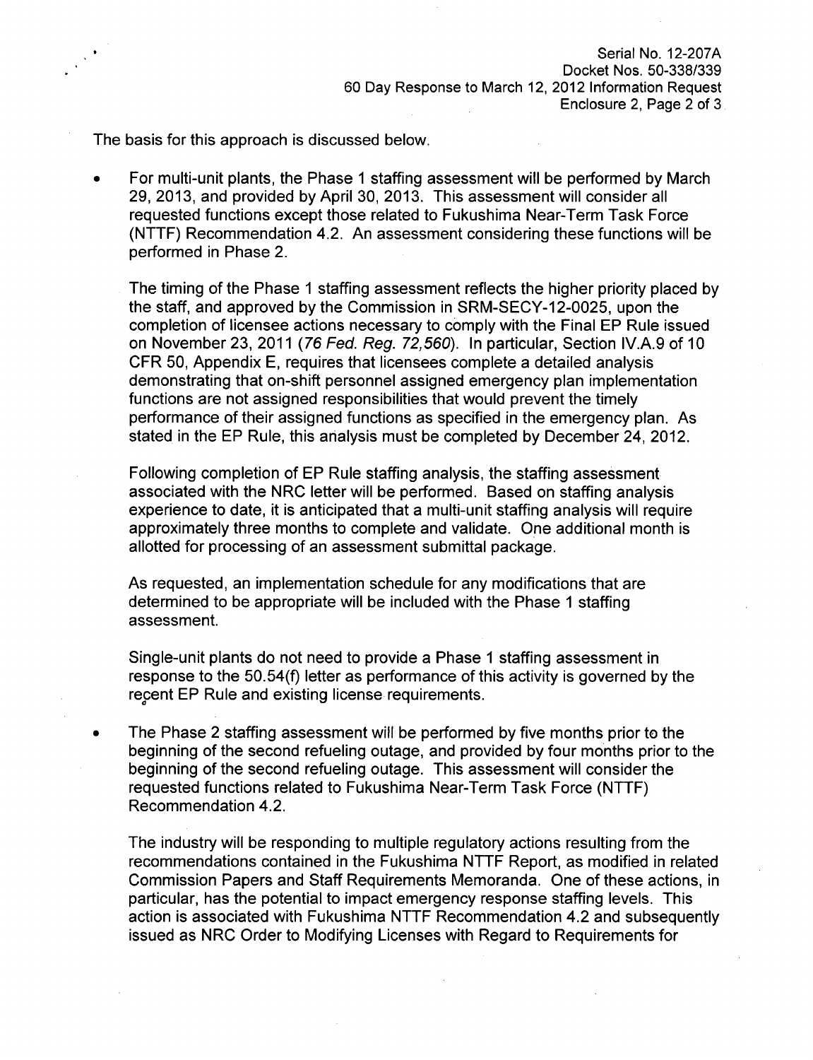The basis for this approach is discussed below.

- For multi-unit plants, the Phase 1 staffing assessment will be performed by March 29, 2013, and provided by April 30, 2013. This assessment will consider all requested functions except those related to Fukushima Near-Term Task Force (NTTF) Recommendation 4.2. An assessment considering these functions will be performed in Phase 2.

  The timing of the Phase 1 staffing assessment reflects the higher priority placed by the staff, and approved by the Commission in SRM-SECY-12-0025, upon the completion of licensee actions necessary to comply with the Final EP Rule issued on November 23, 2011 (*76 Fed. Reg. 72,560*). In particular, Section IV.A.9 of 10 CFR 50, Appendix E, requires that licensees complete a detailed analysis demonstrating that on-shift personnel assigned emergency plan implementation functions are not assigned responsibilities that would prevent the timely performance of their assigned functions as specified in the emergency plan. As stated in the EP Rule, this analysis must be completed by December 24, 2012.

  Following completion of EP Rule staffing analysis, the staffing assessment associated with the NRC letter will be performed. Based on staffing analysis experience to date, it is anticipated that a multi-unit staffing analysis will require approximately three months to complete and validate. One additional month is allotted for processing of an assessment submittal package.

  As requested, an implementation schedule for any modifications that are determined to be appropriate will be included with the Phase 1 staffing assessment.

  Single-unit plants do not need to provide a Phase 1 staffing assessment in response to the 50.54(f) letter as performance of this activity is governed by the recent EP Rule and existing license requirements.

- The Phase 2 staffing assessment will be performed by five months prior to the beginning of the second refueling outage, and provided by four months prior to the beginning of the second refueling outage. This assessment will consider the requested functions related to Fukushima Near-Term Task Force (NTTF) Recommendation 4.2.

  The industry will be responding to multiple regulatory actions resulting from the recommendations contained in the Fukushima NTTF Report, as modified in related Commission Papers and Staff Requirements Memoranda. One of these actions, in particular, has the potential to impact emergency response staffing levels. This action is associated with Fukushima NTTF Recommendation 4.2 and subsequently issued as NRC Order to Modifying Licenses with Regard to Requirements for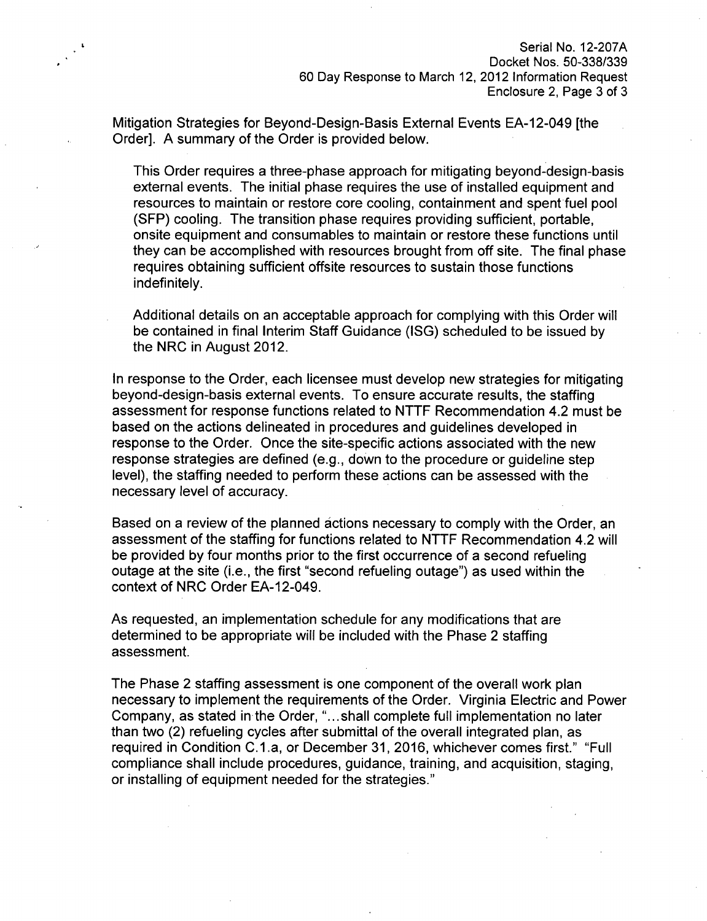Mitigation Strategies for Beyond-Design-Basis External Events EA-12-049 [the Order]. A summary of the Order is provided below.

> This Order requires a three-phase approach for mitigating beyond-design-basis external events. The initial phase requires the use of installed equipment and resources to maintain or restore core cooling, containment and spent fuel pool (SFP) cooling. The transition phase requires providing sufficient, portable, onsite equipment and consumables to maintain or restore these functions until they can be accomplished with resources brought from off site. The final phase requires obtaining sufficient offsite resources to sustain those functions indefinitely.
>
> Additional details on an acceptable approach for complying with this Order will be contained in final Interim Staff Guidance (ISG) scheduled to be issued by the NRC in August 2012.

In response to the Order, each licensee must develop new strategies for mitigating beyond-design-basis external events. To ensure accurate results, the staffing assessment for response functions related to NTTF Recommendation 4.2 must be based on the actions delineated in procedures and guidelines developed in response to the Order. Once the site-specific actions associated with the new response strategies are defined (e.g., down to the procedure or guideline step level), the staffing needed to perform these actions can be assessed with the necessary level of accuracy.

Based on a review of the planned actions necessary to comply with the Order, an assessment of the staffing for functions related to NTTF Recommendation 4.2 will be provided by four months prior to the first occurrence of a second refueling outage at the site (i.e., the first "second refueling outage") as used within the context of NRC Order EA-12-049.

As requested, an implementation schedule for any modifications that are determined to be appropriate will be included with the Phase 2 staffing assessment.

The Phase 2 staffing assessment is one component of the overall work plan necessary to implement the requirements of the Order. Virginia Electric and Power Company, as stated in the Order, "...shall complete full implementation no later than two (2) refueling cycles after submittal of the overall integrated plan, as required in Condition C.1.a, or December 31, 2016, whichever comes first." "Full compliance shall include procedures, guidance, training, and acquisition, staging, or installing of equipment needed for the strategies."